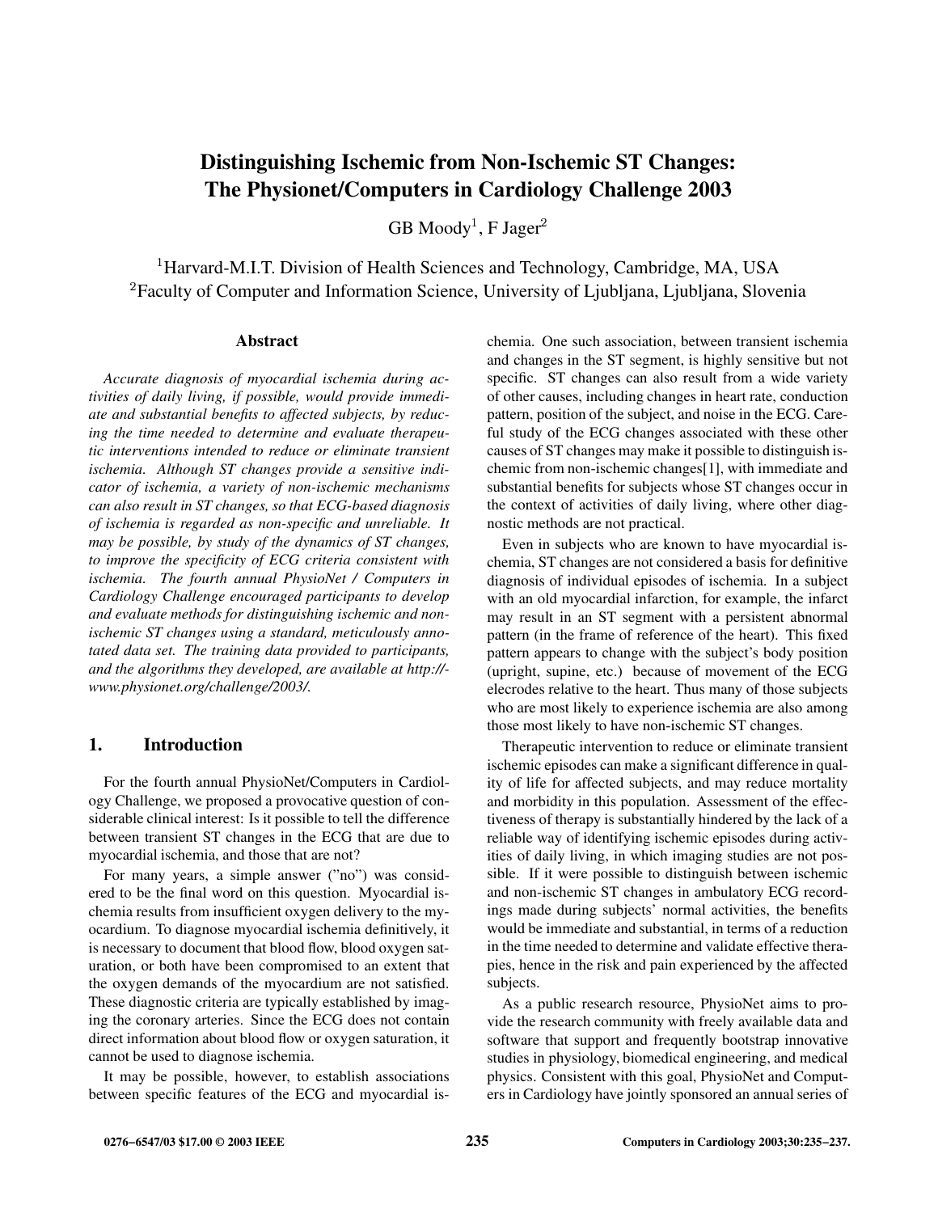# Distinguishing Ischemic from Non-Ischemic ST Changes: The Physionet/Computers in Cardiology Challenge 2003

GB Moody[1], F Jager[2]

[1]Harvard-M.I.T. Division of Health Sciences and Technology, Cambridge, MA, USA
[2]Faculty of Computer and Information Science, University of Ljubljana, Ljubljana, Slovenia

## Abstract

*Accurate diagnosis of myocardial ischemia during activities of daily living, if possible, would provide immediate and substantial benefits to affected subjects, by reducing the time needed to determine and evaluate therapeutic interventions intended to reduce or eliminate transient ischemia. Although ST changes provide a sensitive indicator of ischemia, a variety of non-ischemic mechanisms can also result in ST changes, so that ECG-based diagnosis of ischemia is regarded as non-specific and unreliable. It may be possible, by study of the dynamics of ST changes, to improve the specificity of ECG criteria consistent with ischemia. The fourth annual PhysioNet / Computers in Cardiology Challenge encouraged participants to develop and evaluate methods for distinguishing ischemic and non-ischemic ST changes using a standard, meticulously annotated data set. The training data provided to participants, and the algorithms they developed, are available at http://www.physionet.org/challenge/2003/.*

## 1. Introduction

For the fourth annual PhysioNet/Computers in Cardiology Challenge, we proposed a provocative question of considerable clinical interest: Is it possible to tell the difference between transient ST changes in the ECG that are due to myocardial ischemia, and those that are not?

For many years, a simple answer ("no") was considered to be the final word on this question. Myocardial ischemia results from insufficient oxygen delivery to the myocardium. To diagnose myocardial ischemia definitively, it is necessary to document that blood flow, blood oxygen saturation, or both have been compromised to an extent that the oxygen demands of the myocardium are not satisfied. These diagnostic criteria are typically established by imaging the coronary arteries. Since the ECG does not contain direct information about blood flow or oxygen saturation, it cannot be used to diagnose ischemia.

It may be possible, however, to establish associations between specific features of the ECG and myocardial ischemia. One such association, between transient ischemia and changes in the ST segment, is highly sensitive but not specific. ST changes can also result from a wide variety of other causes, including changes in heart rate, conduction pattern, position of the subject, and noise in the ECG. Careful study of the ECG changes associated with these other causes of ST changes may make it possible to distinguish ischemic from non-ischemic changes[1], with immediate and substantial benefits for subjects whose ST changes occur in the context of activities of daily living, where other diagnostic methods are not practical.

Even in subjects who are known to have myocardial ischemia, ST changes are not considered a basis for definitive diagnosis of individual episodes of ischemia. In a subject with an old myocardial infarction, for example, the infarct may result in an ST segment with a persistent abnormal pattern (in the frame of reference of the heart). This fixed pattern appears to change with the subject's body position (upright, supine, etc.) because of movement of the ECG elecrodes relative to the heart. Thus many of those subjects who are most likely to experience ischemia are also among those most likely to have non-ischemic ST changes.

Therapeutic intervention to reduce or eliminate transient ischemic episodes can make a significant difference in quality of life for affected subjects, and may reduce mortality and morbidity in this population. Assessment of the effectiveness of therapy is substantially hindered by the lack of a reliable way of identifying ischemic episodes during activities of daily living, in which imaging studies are not possible. If it were possible to distinguish between ischemic and non-ischemic ST changes in ambulatory ECG recordings made during subjects' normal activities, the benefits would be immediate and substantial, in terms of a reduction in the time needed to determine and validate effective therapies, hence in the risk and pain experienced by the affected subjects.

As a public research resource, PhysioNet aims to provide the research community with freely available data and software that support and frequently bootstrap innovative studies in physiology, biomedical engineering, and medical physics. Consistent with this goal, PhysioNet and Computers in Cardiology have jointly sponsored an annual series of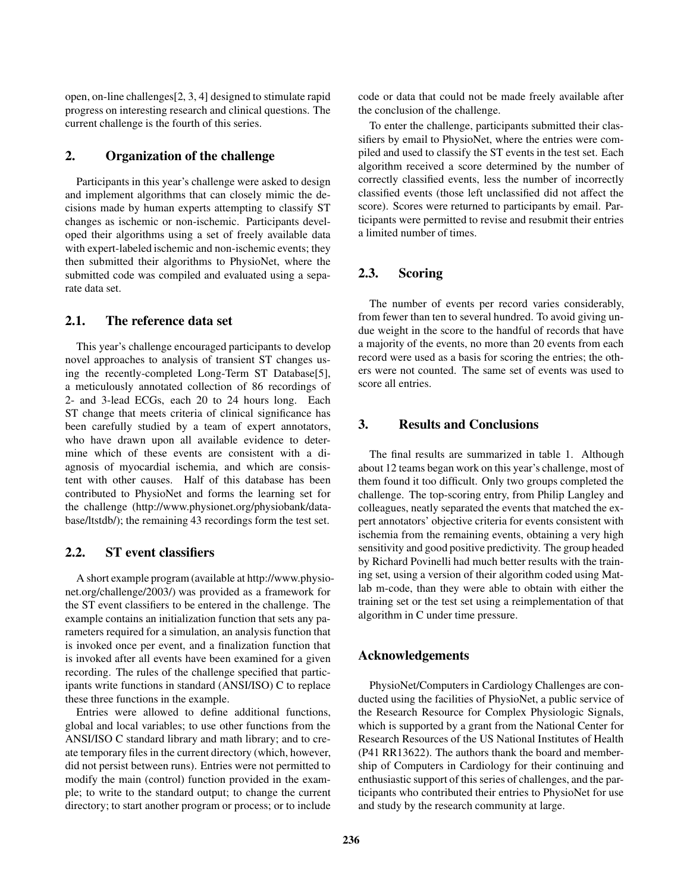open, on-line challenges[2, 3, 4] designed to stimulate rapid progress on interesting research and clinical questions. The current challenge is the fourth of this series.

## 2. Organization of the challenge

Participants in this year's challenge were asked to design and implement algorithms that can closely mimic the decisions made by human experts attempting to classify ST changes as ischemic or non-ischemic. Participants developed their algorithms using a set of freely available data with expert-labeled ischemic and non-ischemic events; they then submitted their algorithms to PhysioNet, where the submitted code was compiled and evaluated using a separate data set.

### 2.1. The reference data set

This year's challenge encouraged participants to develop novel approaches to analysis of transient ST changes using the recently-completed Long-Term ST Database[5], a meticulously annotated collection of 86 recordings of 2- and 3-lead ECGs, each 20 to 24 hours long. Each ST change that meets criteria of clinical significance has been carefully studied by a team of expert annotators, who have drawn upon all available evidence to determine which of these events are consistent with a diagnosis of myocardial ischemia, and which are consistent with other causes. Half of this database has been contributed to PhysioNet and forms the learning set for the challenge (http://www.physionet.org/physiobank/database/ltstdb/); the remaining 43 recordings form the test set.

### 2.2. ST event classifiers

A short example program (available at http://www.physionet.org/challenge/2003/) was provided as a framework for the ST event classifiers to be entered in the challenge. The example contains an initialization function that sets any parameters required for a simulation, an analysis function that is invoked once per event, and a finalization function that is invoked after all events have been examined for a given recording. The rules of the challenge specified that participants write functions in standard (ANSI/ISO) C to replace these three functions in the example.

Entries were allowed to define additional functions, global and local variables; to use other functions from the ANSI/ISO C standard library and math library; and to create temporary files in the current directory (which, however, did not persist between runs). Entries were not permitted to modify the main (control) function provided in the example; to write to the standard output; to change the current directory; to start another program or process; or to include code or data that could not be made freely available after the conclusion of the challenge.

To enter the challenge, participants submitted their classifiers by email to PhysioNet, where the entries were compiled and used to classify the ST events in the test set. Each algorithm received a score determined by the number of correctly classified events, less the number of incorrectly classified events (those left unclassified did not affect the score). Scores were returned to participants by email. Participants were permitted to revise and resubmit their entries a limited number of times.

### 2.3. Scoring

The number of events per record varies considerably, from fewer than ten to several hundred. To avoid giving undue weight in the score to the handful of records that have a majority of the events, no more than 20 events from each record were used as a basis for scoring the entries; the others were not counted. The same set of events was used to score all entries.

## 3. Results and Conclusions

The final results are summarized in table 1. Although about 12 teams began work on this year's challenge, most of them found it too difficult. Only two groups completed the challenge. The top-scoring entry, from Philip Langley and colleagues, neatly separated the events that matched the expert annotators' objective criteria for events consistent with ischemia from the remaining events, obtaining a very high sensitivity and good positive predictivity. The group headed by Richard Povinelli had much better results with the training set, using a version of their algorithm coded using Matlab m-code, than they were able to obtain with either the training set or the test set using a reimplementation of that algorithm in C under time pressure.

## Acknowledgements

PhysioNet/Computers in Cardiology Challenges are conducted using the facilities of PhysioNet, a public service of the Research Resource for Complex Physiologic Signals, which is supported by a grant from the National Center for Research Resources of the US National Institutes of Health (P41 RR13622). The authors thank the board and membership of Computers in Cardiology for their continuing and enthusiastic support of this series of challenges, and the participants who contributed their entries to PhysioNet for use and study by the research community at large.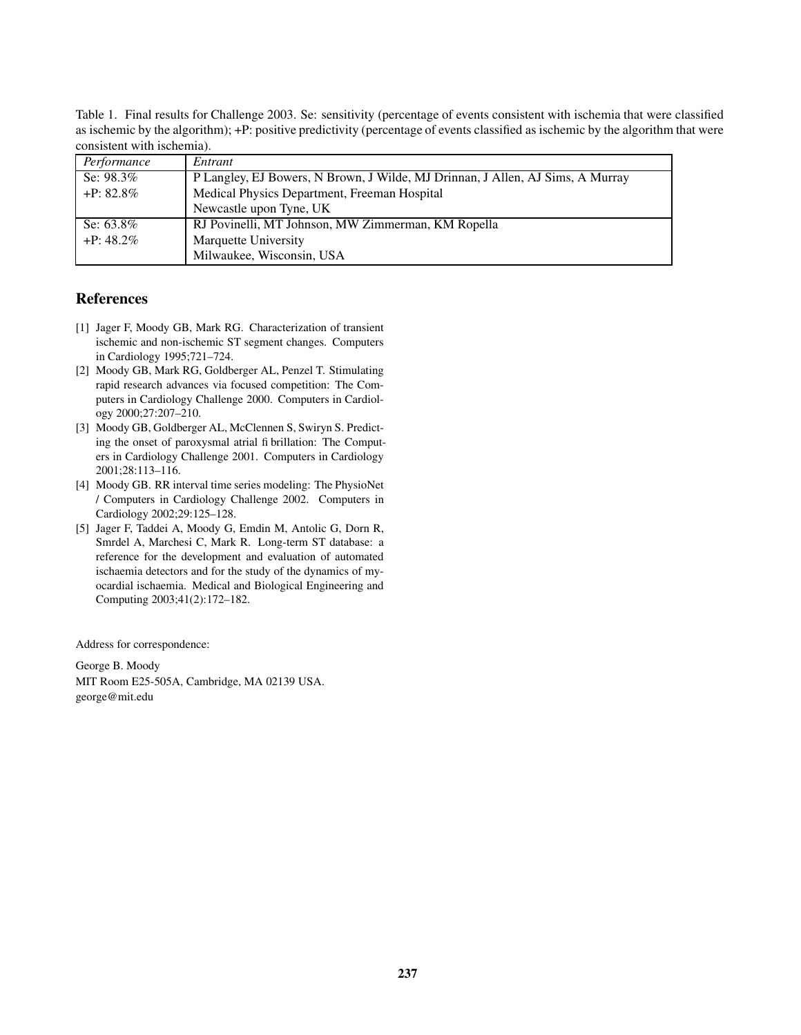Table 1. Final results for Challenge 2003. Se: sensitivity (percentage of events consistent with ischemia that were classified as ischemic by the algorithm); +P: positive predictivity (percentage of events classified as ischemic by the algorithm that were consistent with ischemia).

| *Performance* | *Entrant* |
|---|---|
| Se: 98.3%<br>+P: 82.8% | P Langley, EJ Bowers, N Brown, J Wilde, MJ Drinnan, J Allen, AJ Sims, A Murray<br>Medical Physics Department, Freeman Hospital<br>Newcastle upon Tyne, UK |
| Se: 63.8%<br>+P: 48.2% | RJ Povinelli, MT Johnson, MW Zimmerman, KM Ropella<br>Marquette University<br>Milwaukee, Wisconsin, USA |

## References

[1] Jager F, Moody GB, Mark RG. Characterization of transient ischemic and non-ischemic ST segment changes. Computers in Cardiology 1995;721–724.

[2] Moody GB, Mark RG, Goldberger AL, Penzel T. Stimulating rapid research advances via focused competition: The Computers in Cardiology Challenge 2000. Computers in Cardiology 2000;27:207–210.

[3] Moody GB, Goldberger AL, McClennen S, Swiryn S. Predicting the onset of paroxysmal atrial fibrillation: The Computers in Cardiology Challenge 2001. Computers in Cardiology 2001;28:113–116.

[4] Moody GB. RR interval time series modeling: The PhysioNet / Computers in Cardiology Challenge 2002. Computers in Cardiology 2002;29:125–128.

[5] Jager F, Taddei A, Moody G, Emdin M, Antolic G, Dorn R, Smrdel A, Marchesi C, Mark R. Long-term ST database: a reference for the development and evaluation of automated ischaemia detectors and for the study of the dynamics of myocardial ischaemia. Medical and Biological Engineering and Computing 2003;41(2):172–182.

Address for correspondence:

George B. Moody
MIT Room E25-505A, Cambridge, MA 02139 USA.
george@mit.edu